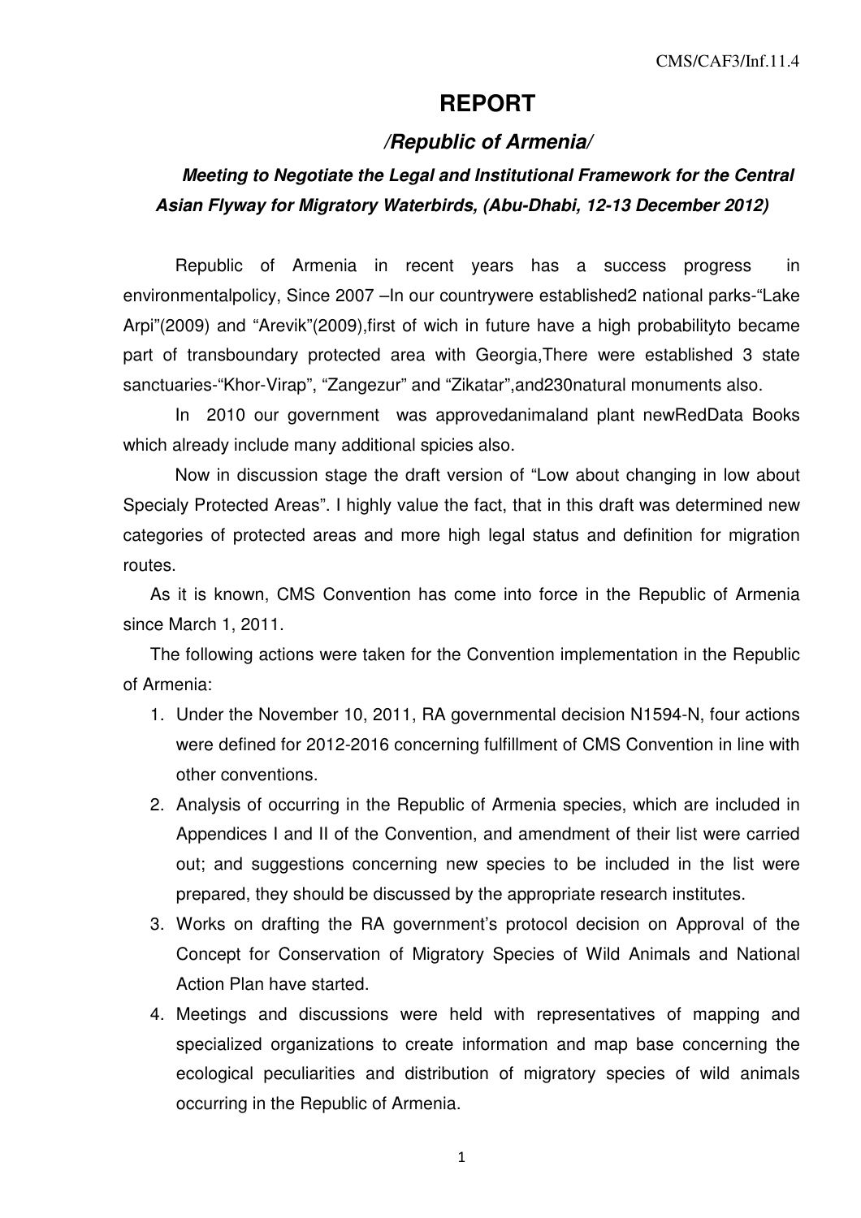# REPORT

## */Republic of Armenia/*

***Meeting to Negotiate the Legal and Institutional Framework for the Central Asian Flyway for Migratory Waterbirds, (Abu-Dhabi, 12-13 December 2012)***

Republic of Armenia in recent years has a success progress in environmentalpolicy, Since 2007 –In our countrywere established2 national parks-“Lake Arpi”(2009) and “Arevik”(2009),first of wich in future have a high probabilityto became part of transboundary protected area with Georgia,There were established 3 state sanctuaries-“Khor-Virap”, “Zangezur” and “Zikatar”,and230natural monuments also.

In 2010 our government was approvedanimaland plant newRedData Books which already include many additional spicies also.

Now in discussion stage the draft version of “Low about changing in low about Specialy Protected Areas”. I highly value the fact, that in this draft was determined new categories of protected areas and more high legal status and definition for migration routes.

As it is known, CMS Convention has come into force in the Republic of Armenia since March 1, 2011.

The following actions were taken for the Convention implementation in the Republic of Armenia:

1. Under the November 10, 2011, RA governmental decision N1594-N, four actions were defined for 2012-2016 concerning fulfillment of CMS Convention in line with other conventions.
2. Analysis of occurring in the Republic of Armenia species, which are included in Appendices I and II of the Convention, and amendment of their list were carried out; and suggestions concerning new species to be included in the list were prepared, they should be discussed by the appropriate research institutes.
3. Works on drafting the RA government’s protocol decision on Approval of the Concept for Conservation of Migratory Species of Wild Animals and National Action Plan have started.
4. Meetings and discussions were held with representatives of mapping and specialized organizations to create information and map base concerning the ecological peculiarities and distribution of migratory species of wild animals occurring in the Republic of Armenia.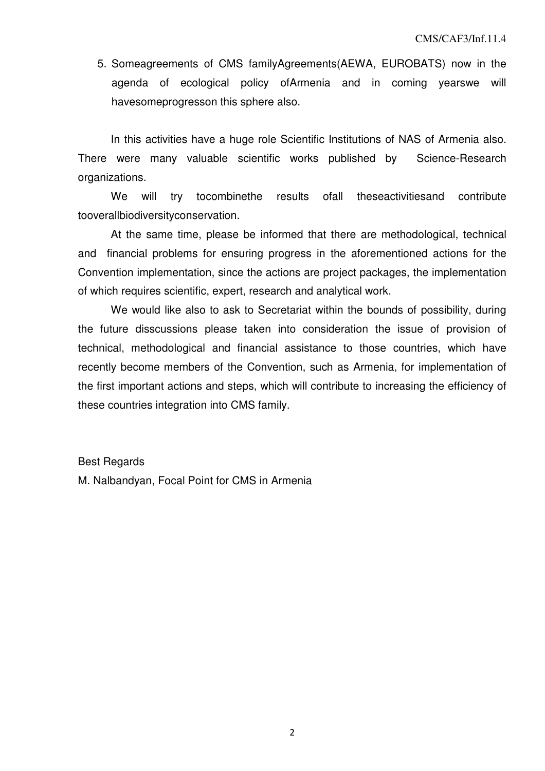5. Someagreements of CMS familyAgreements(AEWA, EUROBATS) now in the agenda of ecological policy ofArmenia and in coming yearswe will havesomeprogresson this sphere also.

In this activities have a huge role Scientific Institutions of NAS of Armenia also. There were many valuable scientific works published by Science-Research organizations.

We will try tocombinethe results ofall theseactivitiesand contribute tooverallbiodiversityconservation.

At the same time, please be informed that there are methodological, technical and financial problems for ensuring progress in the aforementioned actions for the Convention implementation, since the actions are project packages, the implementation of which requires scientific, expert, research and analytical work.

We would like also to ask to Secretariat within the bounds of possibility, during the future disscussions please taken into consideration the issue of provision of technical, methodological and financial assistance to those countries, which have recently become members of the Convention, such as Armenia, for implementation of the first important actions and steps, which will contribute to increasing the efficiency of these countries integration into CMS family.

Best Regards

M. Nalbandyan, Focal Point for CMS in Armenia